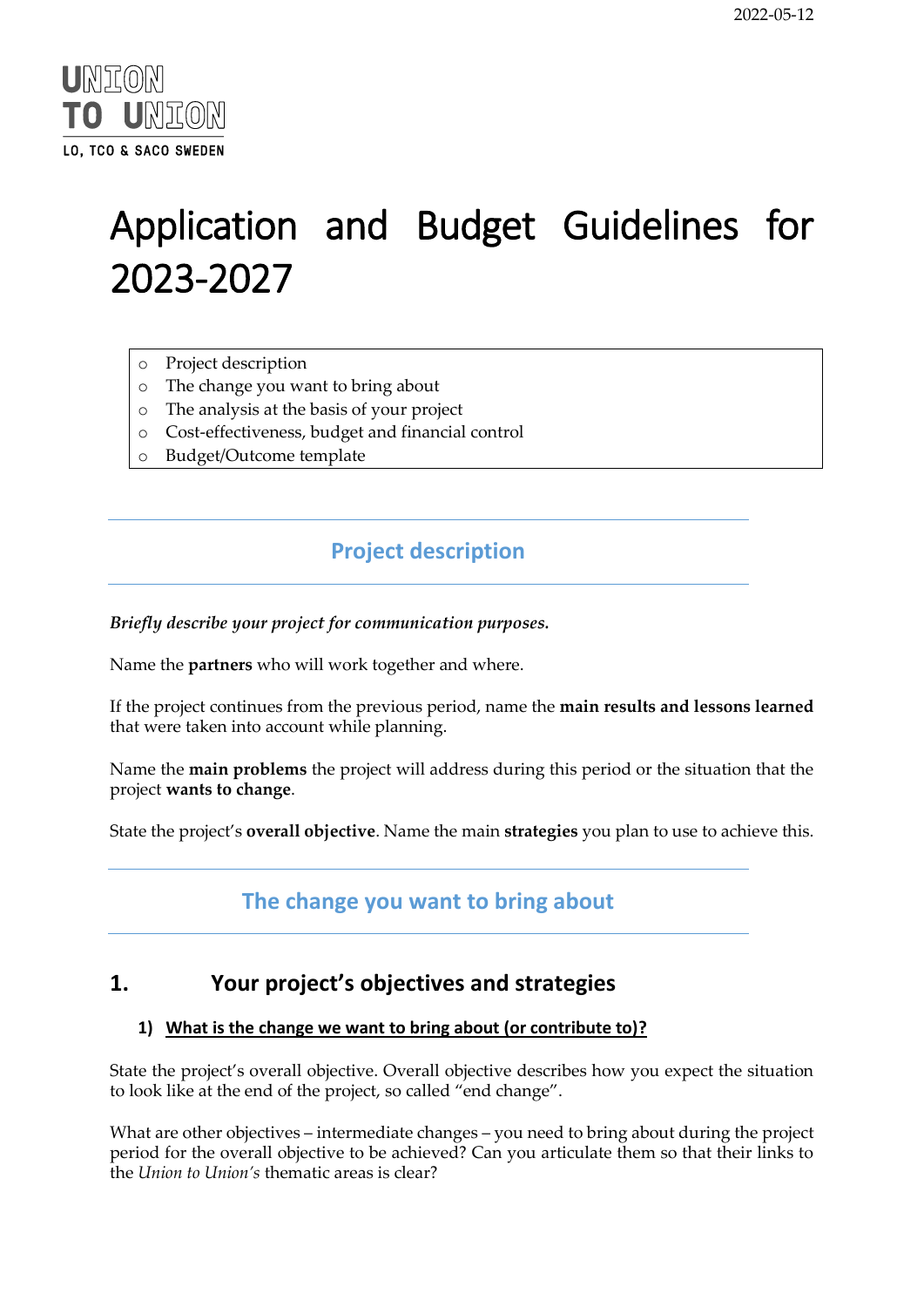2022-05-12

UNION TO UNION

LO, TCO & SACO SWEDEN

# Application and Budget Guidelines for 2023-2027

- Project description
- The change you want to bring about
- The analysis at the basis of your project
- Cost-effectiveness, budget and financial control
- Budget/Outcome template

## Project description

***Briefly describe your project for communication purposes.***

Name the **partners** who will work together and where.

If the project continues from the previous period, name the **main results and lessons learned** that were taken into account while planning.

Name the **main problems** the project will address during this period or the situation that the project **wants to change**.

State the project's **overall objective**. Name the main **strategies** you plan to use to achieve this.

## The change you want to bring about

## 1. Your project's objectives and strategies

### 1) What is the change we want to bring about (or contribute to)?

State the project's overall objective. Overall objective describes how you expect the situation to look like at the end of the project, so called "end change".

What are other objectives – intermediate changes – you need to bring about during the project period for the overall objective to be achieved? Can you articulate them so that their links to the *Union to Union's* thematic areas is clear?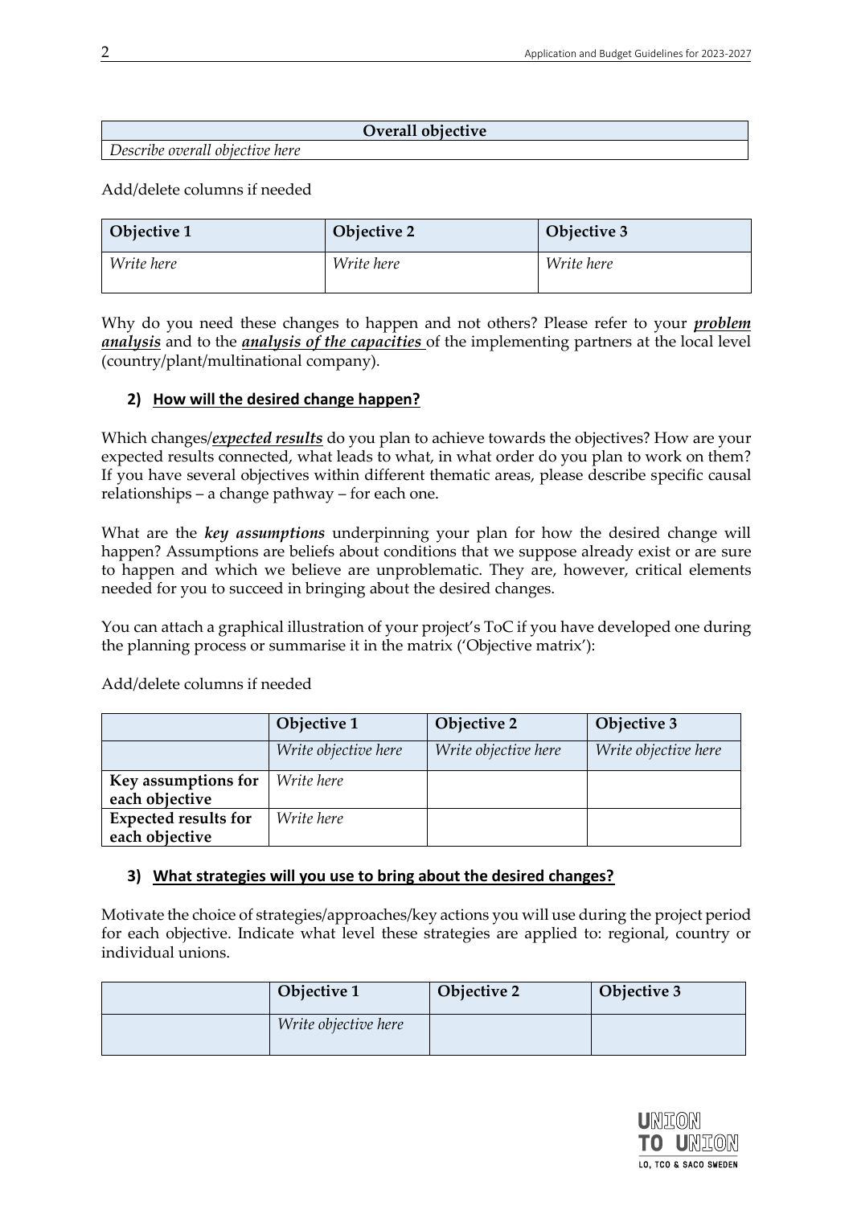| Overall objective |
| --- |
| *Describe overall objective here* |

Add/delete columns if needed

| Objective 1 | Objective 2 | Objective 3 |
| --- | --- | --- |
| *Write here* | *Write here* | *Write here* |

Why do you need these changes to happen and not others? Please refer to your ***problem analysis*** and to the ***analysis of the capacities*** of the implementing partners at the local level (country/plant/multinational company).

## 2) How will the desired change happen?

Which changes/***expected results*** do you plan to achieve towards the objectives? How are your expected results connected, what leads to what, in what order do you plan to work on them? If you have several objectives within different thematic areas, please describe specific causal relationships – a change pathway – for each one.

What are the ***key assumptions*** underpinning your plan for how the desired change will happen? Assumptions are beliefs about conditions that we suppose already exist or are sure to happen and which we believe are unproblematic. They are, however, critical elements needed for you to succeed in bringing about the desired changes.

You can attach a graphical illustration of your project's ToC if you have developed one during the planning process or summarise it in the matrix ('Objective matrix'):

Add/delete columns if needed

| | Objective 1 | Objective 2 | Objective 3 |
| --- | --- | --- | --- |
| | *Write objective here* | *Write objective here* | *Write objective here* |
| **Key assumptions for each objective** | *Write here* | | |
| **Expected results for each objective** | *Write here* | | |

## 3) What strategies will you use to bring about the desired changes?

Motivate the choice of strategies/approaches/key actions you will use during the project period for each objective. Indicate what level these strategies are applied to: regional, country or individual unions.

| | Objective 1 | Objective 2 | Objective 3 |
| --- | --- | --- | --- |
| | *Write objective here* | | |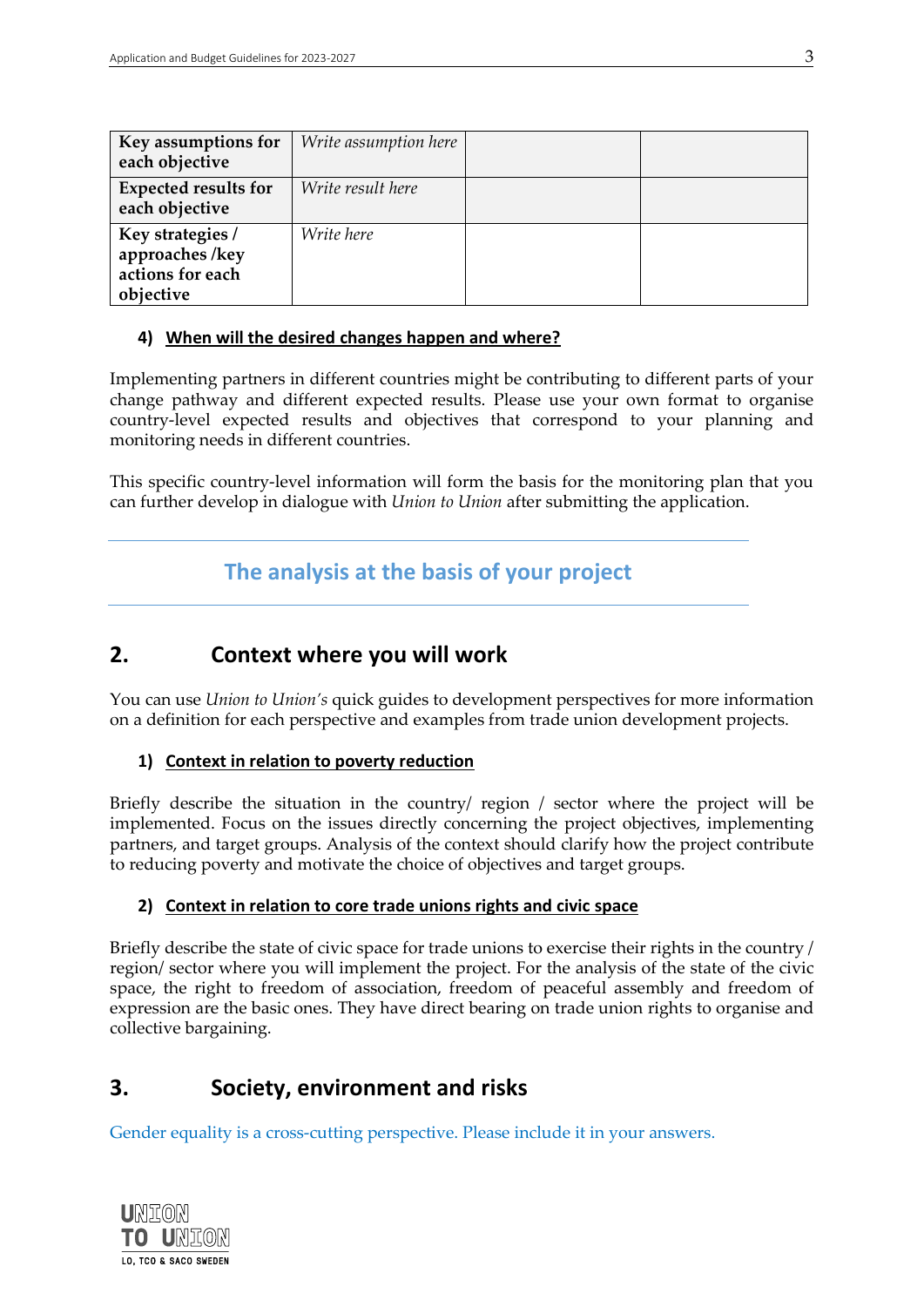| | | | |
|---|---|---|---|
| **Key assumptions for each objective** | *Write assumption here* | | |
| **Expected results for each objective** | *Write result here* | | |
| **Key strategies / approaches /key actions for each objective** | *Write here* | | |

#### 4) When will the desired changes happen and where?

Implementing partners in different countries might be contributing to different parts of your change pathway and different expected results. Please use your own format to organise country-level expected results and objectives that correspond to your planning and monitoring needs in different countries.

This specific country-level information will form the basis for the monitoring plan that you can further develop in dialogue with *Union to Union* after submitting the application.

# The analysis at the basis of your project

## 2. Context where you will work

You can use *Union to Union's* quick guides to development perspectives for more information on a definition for each perspective and examples from trade union development projects.

#### 1) Context in relation to poverty reduction

Briefly describe the situation in the country/ region / sector where the project will be implemented. Focus on the issues directly concerning the project objectives, implementing partners, and target groups. Analysis of the context should clarify how the project contribute to reducing poverty and motivate the choice of objectives and target groups.

#### 2) Context in relation to core trade unions rights and civic space

Briefly describe the state of civic space for trade unions to exercise their rights in the country / region/ sector where you will implement the project. For the analysis of the state of the civic space, the right to freedom of association, freedom of peaceful assembly and freedom of expression are the basic ones. They have direct bearing on trade union rights to organise and collective bargaining.

## 3. Society, environment and risks

Gender equality is a cross-cutting perspective. Please include it in your answers.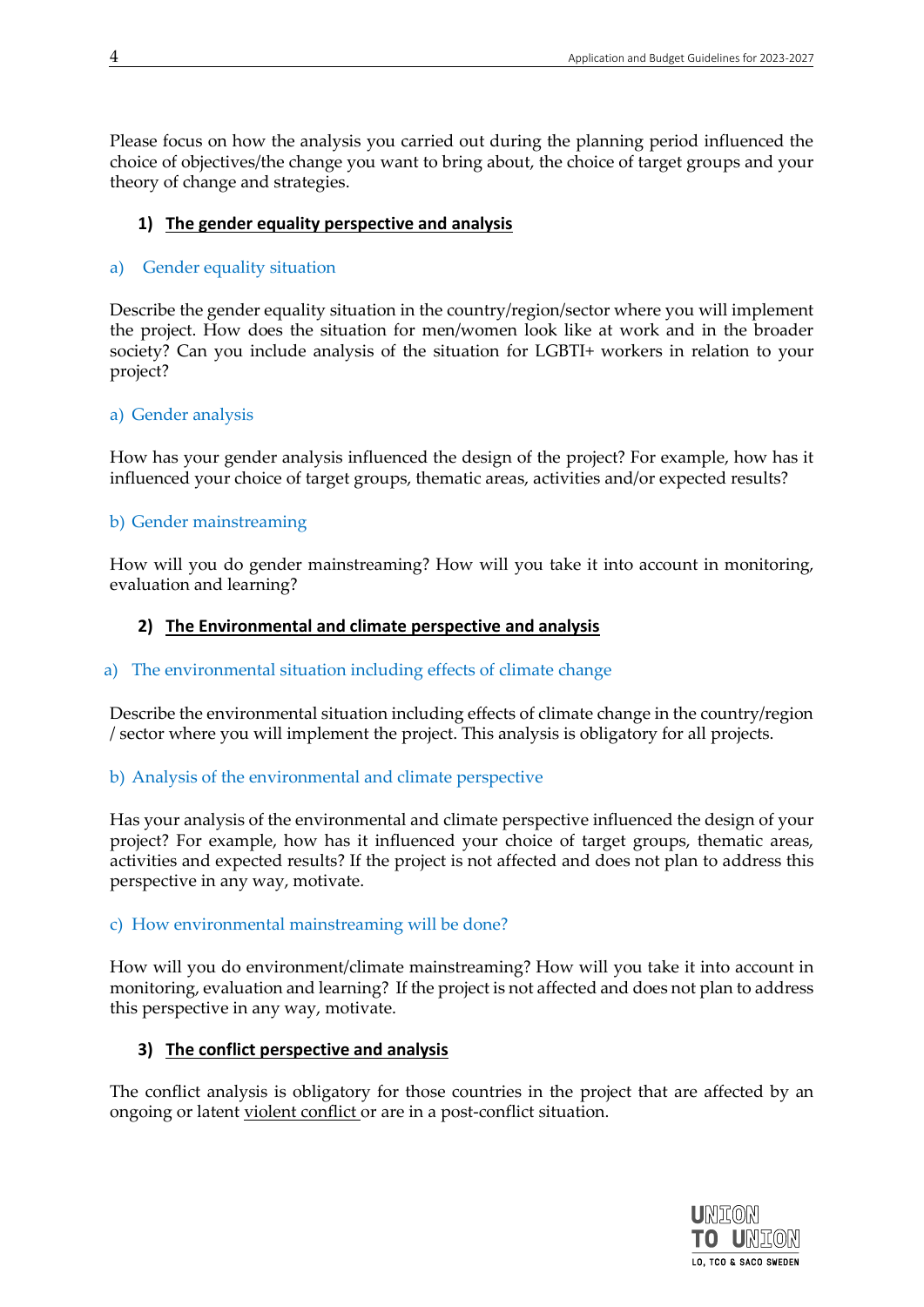Please focus on how the analysis you carried out during the planning period influenced the choice of objectives/the change you want to bring about, the choice of target groups and your theory of change and strategies.

### 1) The gender equality perspective and analysis

#### a) Gender equality situation

Describe the gender equality situation in the country/region/sector where you will implement the project. How does the situation for men/women look like at work and in the broader society? Can you include analysis of the situation for LGBTI+ workers in relation to your project?

#### a) Gender analysis

How has your gender analysis influenced the design of the project? For example, how has it influenced your choice of target groups, thematic areas, activities and/or expected results?

#### b) Gender mainstreaming

How will you do gender mainstreaming? How will you take it into account in monitoring, evaluation and learning?

### 2) The Environmental and climate perspective and analysis

#### a) The environmental situation including effects of climate change

Describe the environmental situation including effects of climate change in the country/region / sector where you will implement the project. This analysis is obligatory for all projects.

#### b) Analysis of the environmental and climate perspective

Has your analysis of the environmental and climate perspective influenced the design of your project? For example, how has it influenced your choice of target groups, thematic areas, activities and expected results? If the project is not affected and does not plan to address this perspective in any way, motivate.

#### c) How environmental mainstreaming will be done?

How will you do environment/climate mainstreaming? How will you take it into account in monitoring, evaluation and learning? If the project is not affected and does not plan to address this perspective in any way, motivate.

### 3) The conflict perspective and analysis

The conflict analysis is obligatory for those countries in the project that are affected by an ongoing or latent violent conflict or are in a post-conflict situation.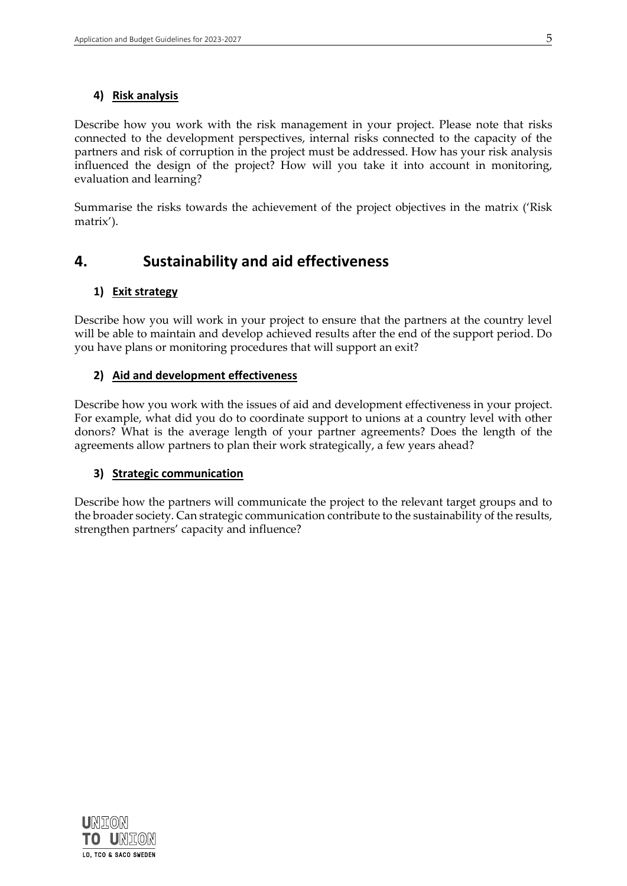### 4) Risk analysis

Describe how you work with the risk management in your project. Please note that risks connected to the development perspectives, internal risks connected to the capacity of the partners and risk of corruption in the project must be addressed. How has your risk analysis influenced the design of the project? How will you take it into account in monitoring, evaluation and learning?

Summarise the risks towards the achievement of the project objectives in the matrix ('Risk matrix').

## 4. Sustainability and aid effectiveness

### 1) Exit strategy

Describe how you will work in your project to ensure that the partners at the country level will be able to maintain and develop achieved results after the end of the support period. Do you have plans or monitoring procedures that will support an exit?

### 2) Aid and development effectiveness

Describe how you work with the issues of aid and development effectiveness in your project. For example, what did you do to coordinate support to unions at a country level with other donors? What is the average length of your partner agreements? Does the length of the agreements allow partners to plan their work strategically, a few years ahead?

### 3) Strategic communication

Describe how the partners will communicate the project to the relevant target groups and to the broader society. Can strategic communication contribute to the sustainability of the results, strengthen partners' capacity and influence?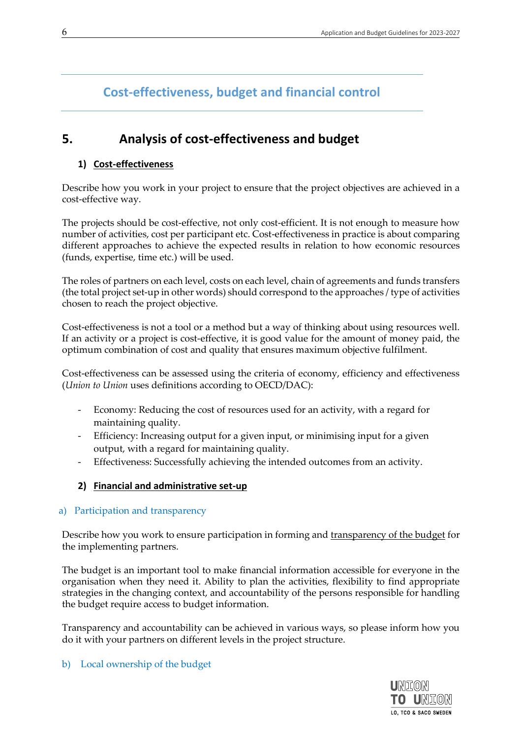## Cost-effectiveness, budget and financial control

# 5. Analysis of cost-effectiveness and budget

### 1) <u>Cost-effectiveness</u>

Describe how you work in your project to ensure that the project objectives are achieved in a cost-effective way.

The projects should be cost-effective, not only cost-efficient. It is not enough to measure how number of activities, cost per participant etc. Cost-effectiveness in practice is about comparing different approaches to achieve the expected results in relation to how economic resources (funds, expertise, time etc.) will be used.

The roles of partners on each level, costs on each level, chain of agreements and funds transfers (the total project set-up in other words) should correspond to the approaches / type of activities chosen to reach the project objective.

Cost-effectiveness is not a tool or a method but a way of thinking about using resources well. If an activity or a project is cost-effective, it is good value for the amount of money paid, the optimum combination of cost and quality that ensures maximum objective fulfilment.

Cost-effectiveness can be assessed using the criteria of economy, efficiency and effectiveness (*Union to Union* uses definitions according to OECD/DAC):

- Economy: Reducing the cost of resources used for an activity, with a regard for maintaining quality.
- Efficiency: Increasing output for a given input, or minimising input for a given output, with a regard for maintaining quality.
- Effectiveness: Successfully achieving the intended outcomes from an activity.

### 2) <u>Financial and administrative set-up</u>

#### a) Participation and transparency

Describe how you work to ensure participation in forming and <u>transparency of the budget</u> for the implementing partners.

The budget is an important tool to make financial information accessible for everyone in the organisation when they need it. Ability to plan the activities, flexibility to find appropriate strategies in the changing context, and accountability of the persons responsible for handling the budget require access to budget information.

Transparency and accountability can be achieved in various ways, so please inform how you do it with your partners on different levels in the project structure.

#### b) Local ownership of the budget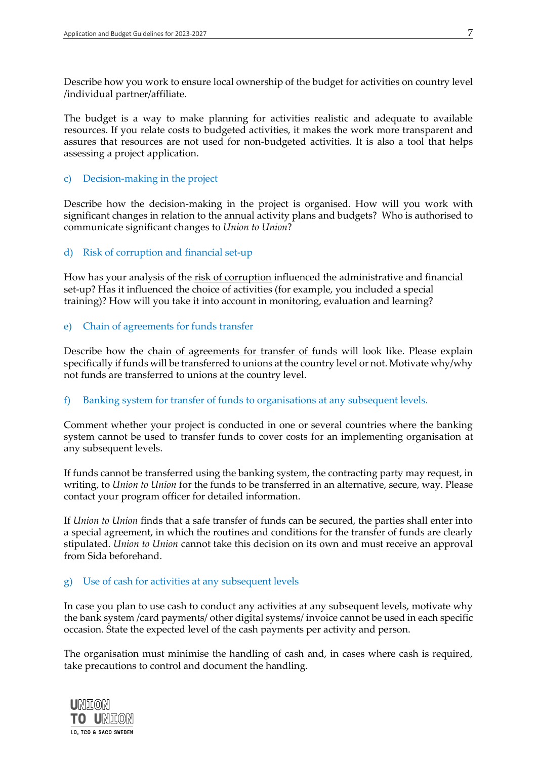Describe how you work to ensure local ownership of the budget for activities on country level /individual partner/affiliate.

The budget is a way to make planning for activities realistic and adequate to available resources. If you relate costs to budgeted activities, it makes the work more transparent and assures that resources are not used for non-budgeted activities. It is also a tool that helps assessing a project application.

### c) Decision-making in the project

Describe how the decision-making in the project is organised. How will you work with significant changes in relation to the annual activity plans and budgets? Who is authorised to communicate significant changes to *Union to Union*?

### d) Risk of corruption and financial set-up

How has your analysis of the risk of corruption influenced the administrative and financial set-up? Has it influenced the choice of activities (for example, you included a special training)? How will you take it into account in monitoring, evaluation and learning?

### e) Chain of agreements for funds transfer

Describe how the chain of agreements for transfer of funds will look like. Please explain specifically if funds will be transferred to unions at the country level or not. Motivate why/why not funds are transferred to unions at the country level.

### f) Banking system for transfer of funds to organisations at any subsequent levels.

Comment whether your project is conducted in one or several countries where the banking system cannot be used to transfer funds to cover costs for an implementing organisation at any subsequent levels.

If funds cannot be transferred using the banking system, the contracting party may request, in writing, to *Union to Union* for the funds to be transferred in an alternative, secure, way. Please contact your program officer for detailed information.

If *Union to Union* finds that a safe transfer of funds can be secured, the parties shall enter into a special agreement, in which the routines and conditions for the transfer of funds are clearly stipulated. *Union to Union* cannot take this decision on its own and must receive an approval from Sida beforehand.

### g) Use of cash for activities at any subsequent levels

In case you plan to use cash to conduct any activities at any subsequent levels, motivate why the bank system /card payments/ other digital systems/ invoice cannot be used in each specific occasion. State the expected level of the cash payments per activity and person.

The organisation must minimise the handling of cash and, in cases where cash is required, take precautions to control and document the handling.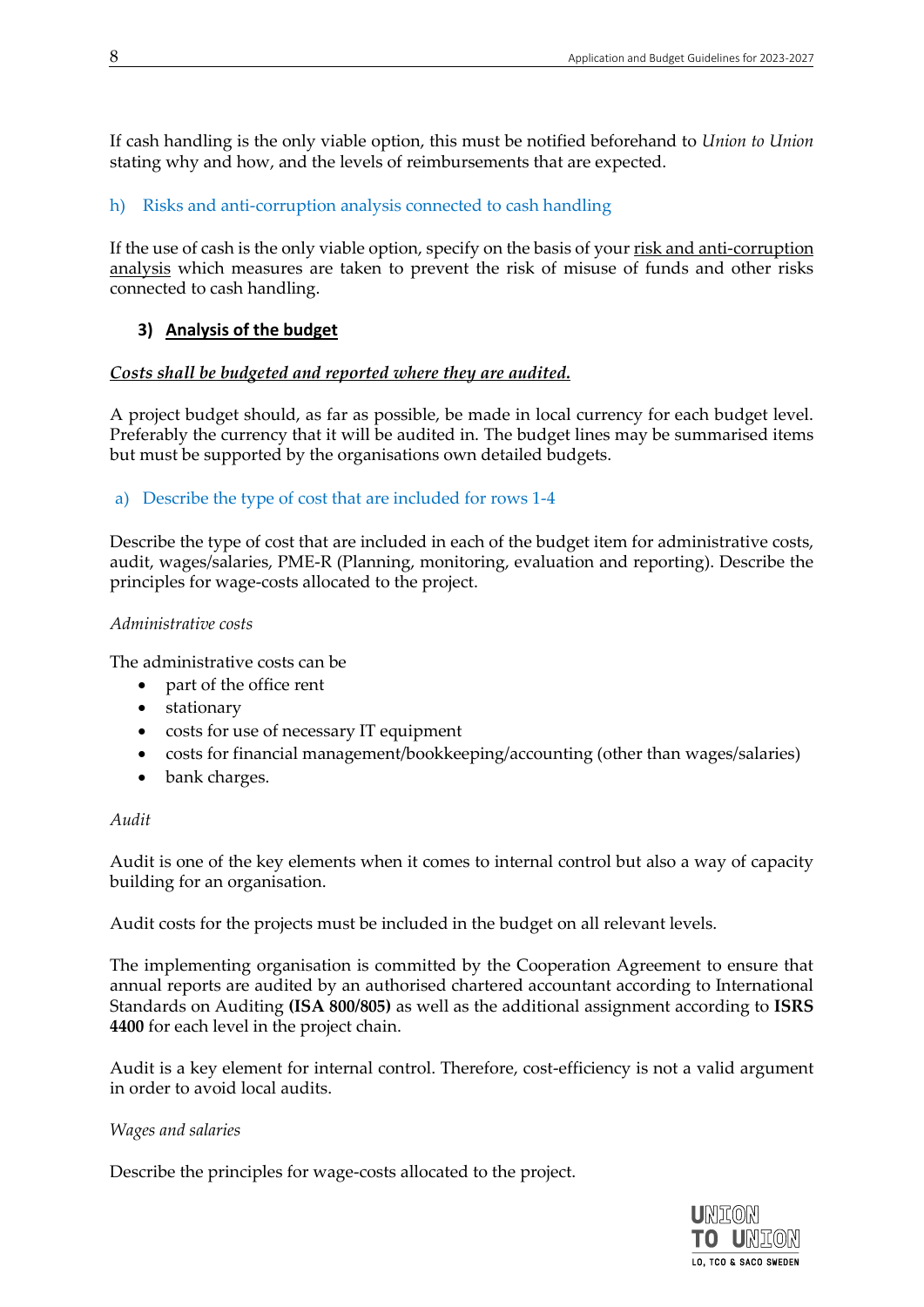If cash handling is the only viable option, this must be notified beforehand to *Union to Union* stating why and how, and the levels of reimbursements that are expected.

### h) Risks and anti-corruption analysis connected to cash handling

If the use of cash is the only viable option, specify on the basis of your risk and anti-corruption analysis which measures are taken to prevent the risk of misuse of funds and other risks connected to cash handling.

## 3) Analysis of the budget

***Costs shall be budgeted and reported where they are audited.***

A project budget should, as far as possible, be made in local currency for each budget level. Preferably the currency that it will be audited in. The budget lines may be summarised items but must be supported by the organisations own detailed budgets.

### a) Describe the type of cost that are included for rows 1-4

Describe the type of cost that are included in each of the budget item for administrative costs, audit, wages/salaries, PME-R (Planning, monitoring, evaluation and reporting). Describe the principles for wage-costs allocated to the project.

*Administrative costs*

The administrative costs can be

- part of the office rent
- stationary
- costs for use of necessary IT equipment
- costs for financial management/bookkeeping/accounting (other than wages/salaries)
- bank charges.

*Audit*

Audit is one of the key elements when it comes to internal control but also a way of capacity building for an organisation.

Audit costs for the projects must be included in the budget on all relevant levels.

The implementing organisation is committed by the Cooperation Agreement to ensure that annual reports are audited by an authorised chartered accountant according to International Standards on Auditing **(ISA 800/805)** as well as the additional assignment according to **ISRS 4400** for each level in the project chain.

Audit is a key element for internal control. Therefore, cost-efficiency is not a valid argument in order to avoid local audits.

*Wages and salaries*

Describe the principles for wage-costs allocated to the project.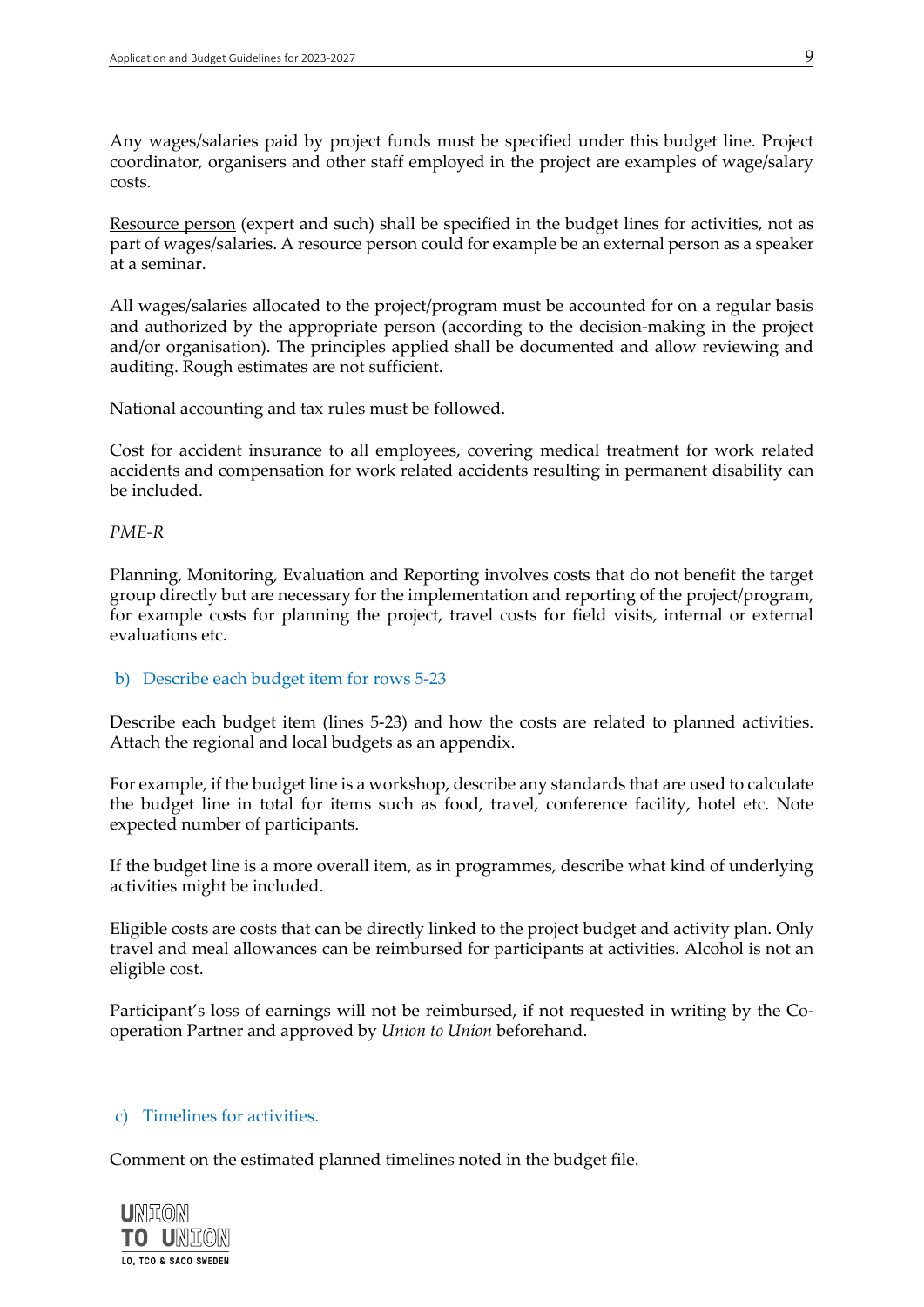Any wages/salaries paid by project funds must be specified under this budget line. Project coordinator, organisers and other staff employed in the project are examples of wage/salary costs.

Resource person (expert and such) shall be specified in the budget lines for activities, not as part of wages/salaries. A resource person could for example be an external person as a speaker at a seminar.

All wages/salaries allocated to the project/program must be accounted for on a regular basis and authorized by the appropriate person (according to the decision-making in the project and/or organisation). The principles applied shall be documented and allow reviewing and auditing. Rough estimates are not sufficient.

National accounting and tax rules must be followed.

Cost for accident insurance to all employees, covering medical treatment for work related accidents and compensation for work related accidents resulting in permanent disability can be included.

*PME-R*

Planning, Monitoring, Evaluation and Reporting involves costs that do not benefit the target group directly but are necessary for the implementation and reporting of the project/program, for example costs for planning the project, travel costs for field visits, internal or external evaluations etc.

### b) Describe each budget item for rows 5-23

Describe each budget item (lines 5-23) and how the costs are related to planned activities. Attach the regional and local budgets as an appendix.

For example, if the budget line is a workshop, describe any standards that are used to calculate the budget line in total for items such as food, travel, conference facility, hotel etc. Note expected number of participants.

If the budget line is a more overall item, as in programmes, describe what kind of underlying activities might be included.

Eligible costs are costs that can be directly linked to the project budget and activity plan. Only travel and meal allowances can be reimbursed for participants at activities. Alcohol is not an eligible cost.

Participant's loss of earnings will not be reimbursed, if not requested in writing by the Co-operation Partner and approved by *Union to Union* beforehand.

### c) Timelines for activities.

Comment on the estimated planned timelines noted in the budget file.

UNION TO UNION
LO, TCO & SACO SWEDEN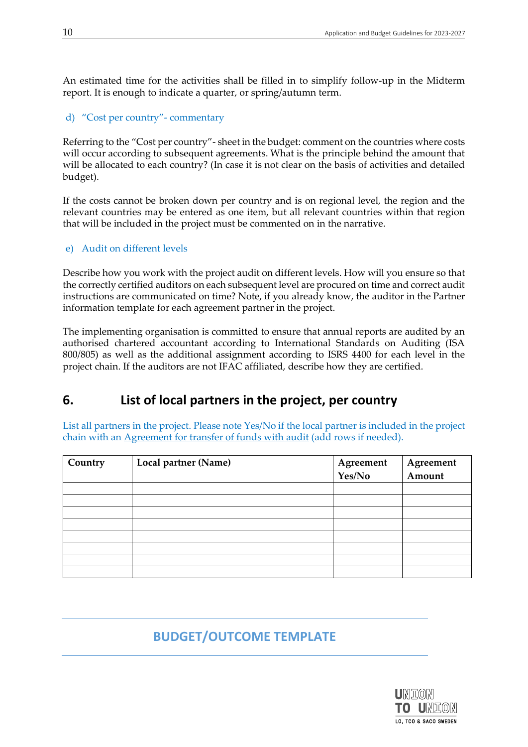An estimated time for the activities shall be filled in to simplify follow-up in the Midterm report. It is enough to indicate a quarter, or spring/autumn term.

### d) "Cost per country"- commentary

Referring to the "Cost per country"- sheet in the budget: comment on the countries where costs will occur according to subsequent agreements. What is the principle behind the amount that will be allocated to each country? (In case it is not clear on the basis of activities and detailed budget).

If the costs cannot be broken down per country and is on regional level, the region and the relevant countries may be entered as one item, but all relevant countries within that region that will be included in the project must be commented on in the narrative.

### e) Audit on different levels

Describe how you work with the project audit on different levels. How will you ensure so that the correctly certified auditors on each subsequent level are procured on time and correct audit instructions are communicated on time? Note, if you already know, the auditor in the Partner information template for each agreement partner in the project.

The implementing organisation is committed to ensure that annual reports are audited by an authorised chartered accountant according to International Standards on Auditing (ISA 800/805) as well as the additional assignment according to ISRS 4400 for each level in the project chain. If the auditors are not IFAC affiliated, describe how they are certified.

## 6. List of local partners in the project, per country

List all partners in the project. Please note Yes/No if the local partner is included in the project chain with an Agreement for transfer of funds with audit (add rows if needed).

| Country | Local partner (Name) | Agreement Yes/No | Agreement Amount |
|---|---|---|---|
| | | | |
| | | | |
| | | | |
| | | | |
| | | | |
| | | | |
| | | | |
| | | | |

## BUDGET/OUTCOME TEMPLATE

UNION TO UNION
LO, TCO & SACO SWEDEN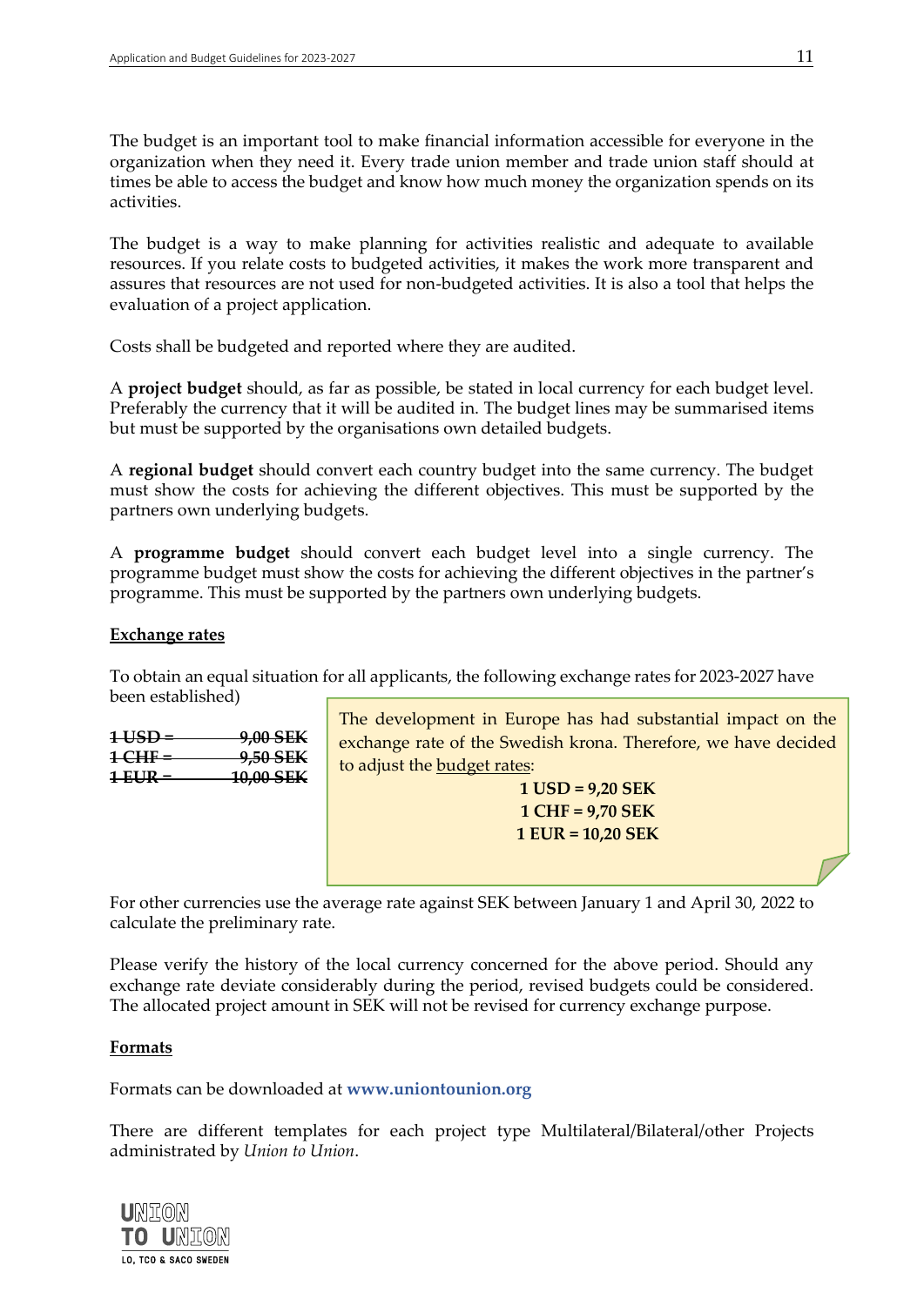The budget is an important tool to make financial information accessible for everyone in the organization when they need it. Every trade union member and trade union staff should at times be able to access the budget and know how much money the organization spends on its activities.

The budget is a way to make planning for activities realistic and adequate to available resources. If you relate costs to budgeted activities, it makes the work more transparent and assures that resources are not used for non-budgeted activities. It is also a tool that helps the evaluation of a project application.

Costs shall be budgeted and reported where they are audited.

A **project budget** should, as far as possible, be stated in local currency for each budget level. Preferably the currency that it will be audited in. The budget lines may be summarised items but must be supported by the organisations own detailed budgets.

A **regional budget** should convert each country budget into the same currency. The budget must show the costs for achieving the different objectives. This must be supported by the partners own underlying budgets.

A **programme budget** should convert each budget level into a single currency. The programme budget must show the costs for achieving the different objectives in the partner's programme. This must be supported by the partners own underlying budgets.

## Exchange rates

To obtain an equal situation for all applicants, the following exchange rates for 2023-2027 have been established)

~~**1 USD = 9,00 SEK**~~
~~**1 CHF = 9,50 SEK**~~
~~**1 EUR = 10,00 SEK**~~

> The development in Europe has had substantial impact on the exchange rate of the Swedish krona. Therefore, we have decided to adjust the budget rates:
>
> **1 USD = 9,20 SEK**
> **1 CHF = 9,70 SEK**
> **1 EUR = 10,20 SEK**

For other currencies use the average rate against SEK between January 1 and April 30, 2022 to calculate the preliminary rate.

Please verify the history of the local currency concerned for the above period. Should any exchange rate deviate considerably during the period, revised budgets could be considered. The allocated project amount in SEK will not be revised for currency exchange purpose.

## Formats

Formats can be downloaded at **www.uniontounion.org**

There are different templates for each project type Multilateral/Bilateral/other Projects administrated by *Union to Union*.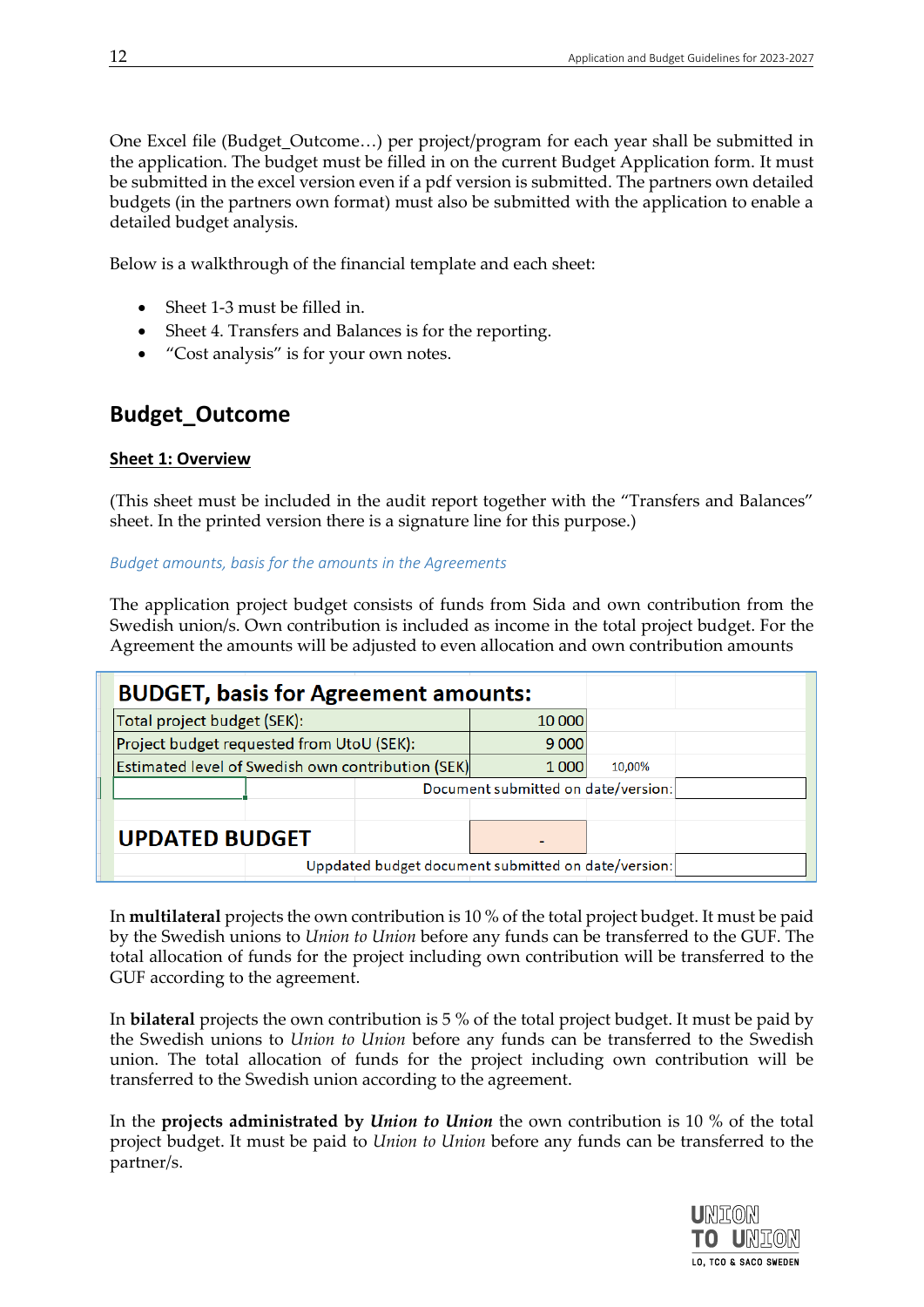One Excel file (Budget_Outcome…) per project/program for each year shall be submitted in the application. The budget must be filled in on the current Budget Application form. It must be submitted in the excel version even if a pdf version is submitted. The partners own detailed budgets (in the partners own format) must also be submitted with the application to enable a detailed budget analysis.

Below is a walkthrough of the financial template and each sheet:

- Sheet 1-3 must be filled in.
- Sheet 4. Transfers and Balances is for the reporting.
- "Cost analysis" is for your own notes.

## Budget_Outcome

### Sheet 1: Overview

(This sheet must be included in the audit report together with the "Transfers and Balances" sheet. In the printed version there is a signature line for this purpose.)

*Budget amounts, basis for the amounts in the Agreements*

The application project budget consists of funds from Sida and own contribution from the Swedish union/s. Own contribution is included as income in the total project budget. For the Agreement the amounts will be adjusted to even allocation and own contribution amounts

| | | | |
|---|---|---|---|
| **BUDGET, basis for Agreement amounts:** | | | |
| Total project budget (SEK): | 10 000 | | |
| Project budget requested from UtoU (SEK): | 9 000 | | |
| Estimated level of Swedish own contribution (SEK) | 1 000 | 10,00% | |
| | | Document submitted on date/version: | |
| **UPDATED BUDGET** | - | | |
| | | Uppdated budget document submitted on date/version: | |

In **multilateral** projects the own contribution is 10 % of the total project budget. It must be paid by the Swedish unions to *Union to Union* before any funds can be transferred to the GUF. The total allocation of funds for the project including own contribution will be transferred to the GUF according to the agreement.

In **bilateral** projects the own contribution is 5 % of the total project budget. It must be paid by the Swedish unions to *Union to Union* before any funds can be transferred to the Swedish union. The total allocation of funds for the project including own contribution will be transferred to the Swedish union according to the agreement.

In the **projects administrated by *Union to Union*** the own contribution is 10 % of the total project budget. It must be paid to *Union to Union* before any funds can be transferred to the partner/s.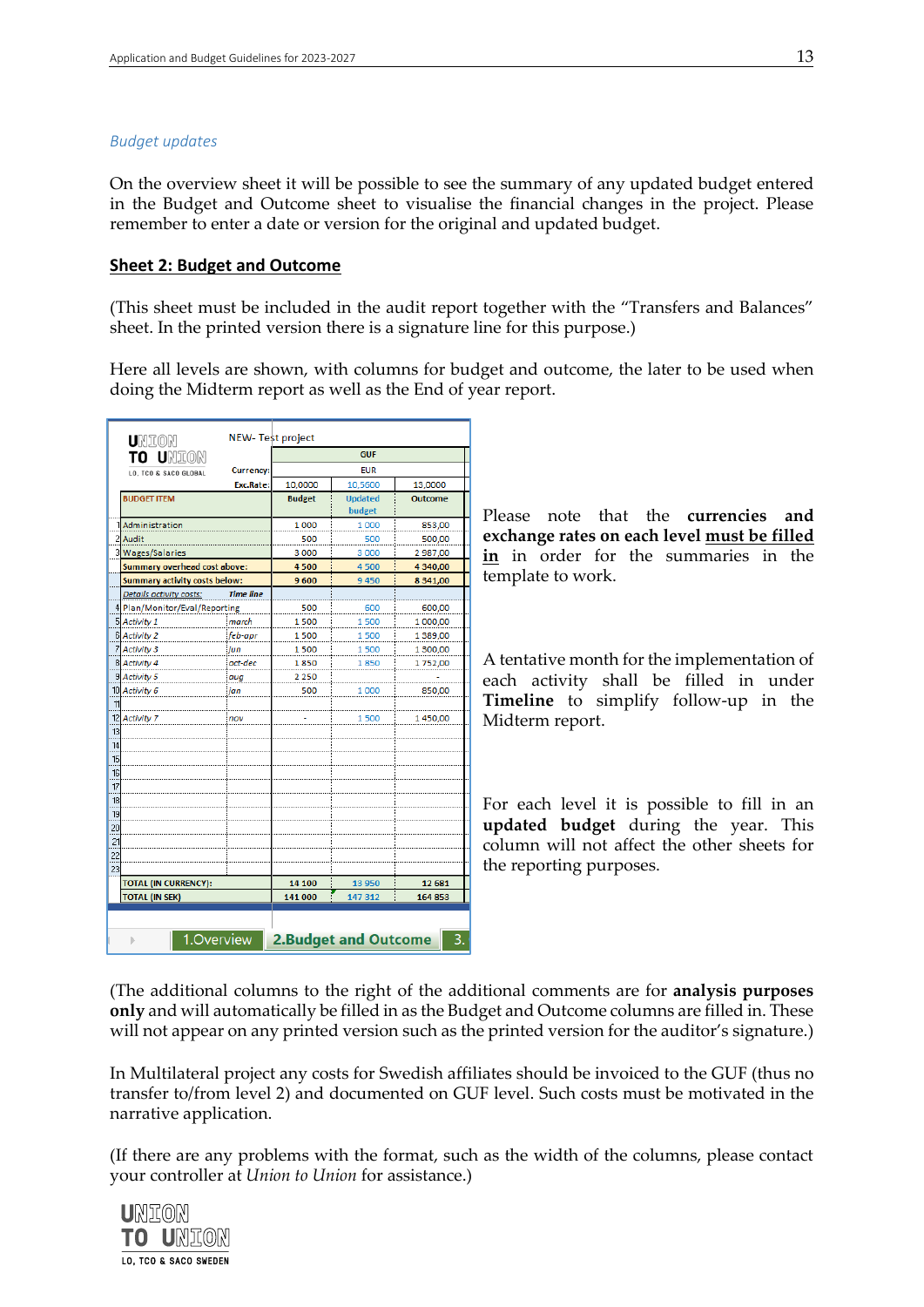*Budget updates*

On the overview sheet it will be possible to see the summary of any updated budget entered in the Budget and Outcome sheet to visualise the financial changes in the project. Please remember to enter a date or version for the original and updated budget.

## Sheet 2: Budget and Outcome

(This sheet must be included in the audit report together with the "Transfers and Balances" sheet. In the printed version there is a signature line for this purpose.)

Here all levels are shown, with columns for budget and outcome, the later to be used when doing the Midterm report as well as the End of year report.

UNION TO UNION
LO, TCO & SACO GLOBAL

NEW- Test project

| | | | | | |
|---|---|---|---|---|---|
| | | | GUF | | |
| | Currency: | | EUR | | |
| | Exc.Rate: | 10,0000 | 10,5600 | | 13,0000 |
| | BUDGET ITEM | Budget | Updated budget | | Outcome |
| 1 | Administration | 1 000 | 1 000 | | 853,00 |
| 2 | Audit | 500 | 500 | | 500,00 |
| 3 | Wages/Salaries | 3 000 | 3 000 | | 2 987,00 |
| | Summary overhead cost above: | 4 500 | 4 500 | | 4 340,00 |
| | Summary activity costs below: | 9 600 | 9 450 | | 8 341,00 |
| | *Details activity costs:* | *Time line* | | | |
| 4 | Plan/Monitor/Eval/Reporting | | 500 | 600 | 600,00 |
| 5 | *Activity 1* | *march* | 1 500 | 1 500 | 1 000,00 |
| 6 | *Activity 2* | *feb-apr* | 1 500 | 1 500 | 1 389,00 |
| 7 | *Activity 3* | *jun* | 1 500 | 1 500 | 1 500,00 |
| 8 | *Activity 4* | *oct-dec* | 1 850 | 1 850 | 1 752,00 |
| 9 | *Activity 5* | *aug* | 2 250 | | - |
| 10 | *Activity 6* | *jan* | 500 | 1 000 | 850,00 |
| 11 | | | | | |
| 12 | *Activity 7* | *nov* | - | 1 500 | 1 450,00 |
| 13 | | | | | |
| 14 | | | | | |
| 15 | | | | | |
| 16 | | | | | |
| 17 | | | | | |
| 18 | | | | | |
| 19 | | | | | |
| 20 | | | | | |
| 21 | | | | | |
| 22 | | | | | |
| 23 | | | | | |
| | TOTAL (IN CURRENCY): | | 14 100 | 13 950 | 12 681 |
| | TOTAL (IN SEK) | | 141 000 | 147 312 | 164 853 |

1.Overview | 2.Budget and Outcome | 3.

Please note that the **currencies and exchange rates on each level <u>must be filled in</u>** in order for the summaries in the template to work.

A tentative month for the implementation of each activity shall be filled in under **Timeline** to simplify follow-up in the Midterm report.

For each level it is possible to fill in an **updated budget** during the year. This column will not affect the other sheets for the reporting purposes.

(The additional columns to the right of the additional comments are for **analysis purposes only** and will automatically be filled in as the Budget and Outcome columns are filled in. These will not appear on any printed version such as the printed version for the auditor's signature.)

In Multilateral project any costs for Swedish affiliates should be invoiced to the GUF (thus no transfer to/from level 2) and documented on GUF level. Such costs must be motivated in the narrative application.

(If there are any problems with the format, such as the width of the columns, please contact your controller at *Union to Union* for assistance.)

UNION TO UNION
LO, TCO & SACO SWEDEN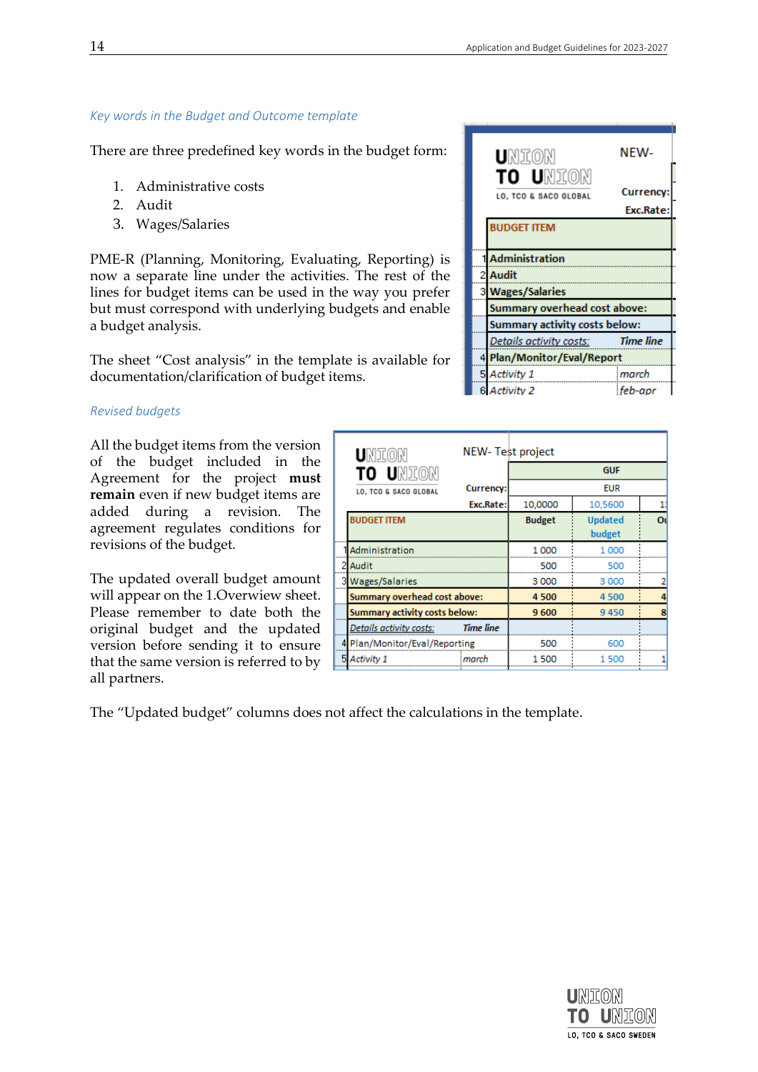*Key words in the Budget and Outcome template*

There are three predefined key words in the budget form:

1. Administrative costs
2. Audit
3. Wages/Salaries

PME-R (Planning, Monitoring, Evaluating, Reporting) is now a separate line under the activities. The rest of the lines for budget items can be used in the way you prefer but must correspond with underlying budgets and enable a budget analysis.

The sheet "Cost analysis" in the template is available for documentation/clarification of budget items.

| | BUDGET ITEM | |
|---|---|---|
| 1 | Administration | |
| 2 | Audit | |
| 3 | Wages/Salaries | |
| | Summary overhead cost above: | |
| | Summary activity costs below: | |
| | *Details activity costs:* | *Time line* |
| 4 | Plan/Monitor/Eval/Report | |
| 5 | *Activity 1* | *march* |
| 6 | *Activity 2* | *feb-apr* |

*Revised budgets*

All the budget items from the version of the budget included in the Agreement for the project **must remain** even if new budget items are added during a revision. The agreement regulates conditions for revisions of the budget.

The updated overall budget amount will appear on the 1.Overwiew sheet. Please remember to date both the original budget and the updated version before sending it to ensure that the same version is referred to by all partners.

NEW- Test project

| | | | GUF | |
|---|---|---|---|---|
| | | Currency: | EUR | |
| | | Exc.Rate: | 10,0000 | 10,5600 |
| | BUDGET ITEM | | Budget | Updated budget |
| 1 | Administration | | 1 000 | 1 000 |
| 2 | Audit | | 500 | 500 |
| 3 | Wages/Salaries | | 3 000 | 3 000 |
| | Summary overhead cost above: | | 4 500 | 4 500 |
| | Summary activity costs below: | | 9 600 | 9 450 |
| | *Details activity costs:* | *Time line* | | |
| 4 | Plan/Monitor/Eval/Reporting | | 500 | 600 |
| 5 | *Activity 1* | *march* | 1 500 | 1 500 |

The "Updated budget" columns does not affect the calculations in the template.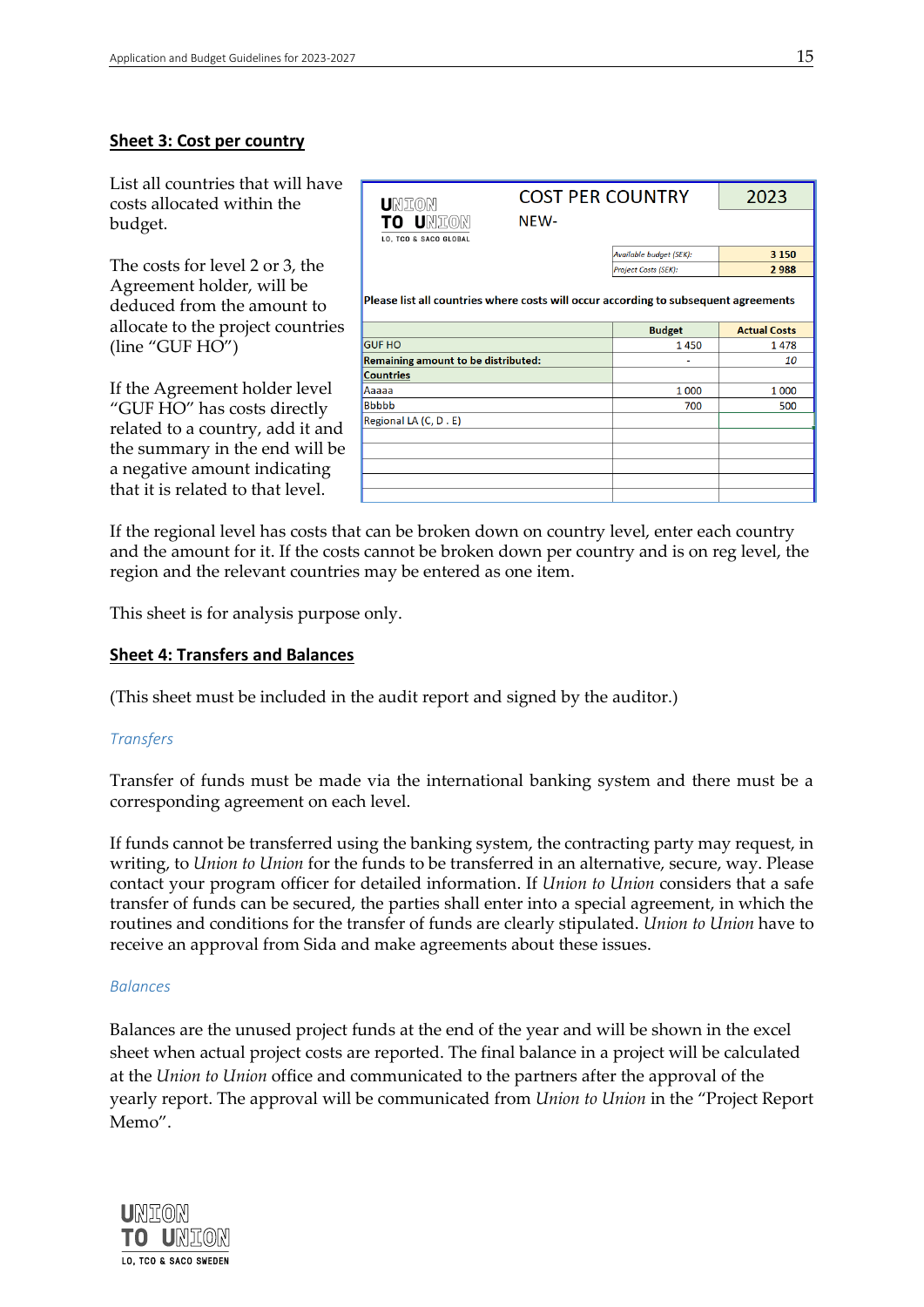## Sheet 3: Cost per country

List all countries that will have costs allocated within the budget.

The costs for level 2 or 3, the Agreement holder, will be deducted from the amount to allocate to the project countries (line "GUF HO")

If the Agreement holder level "GUF HO" has costs directly related to a country, add it and the summary in the end will be a negative amount indicating that it is related to that level.

UNION TO UNION
LO, TCO & SACO GLOBAL

| COST PER COUNTRY | | 2023 |
|---|---|---|
| NEW- | | |
| | *Available budget (SEK):* | 3 150 |
| | *Project Costs (SEK):* | 2 988 |

**Please list all countries where costs will occur according to subsequent agreements**

| | Budget | Actual Costs |
|---|---|---|
| GUF HO | 1 450 | 1 478 |
| **Remaining amount to be distributed:** | - | *10* |
| **Countries** | | |
| Aaaaa | 1 000 | 1 000 |
| Bbbbb | 700 | 500 |
| Regional LA (C, D . E) | | |
| | | |
| | | |
| | | |
| | | |

If the regional level has costs that can be broken down on country level, enter each country and the amount for it. If the costs cannot be broken down per country and is on reg level, the region and the relevant countries may be entered as one item.

This sheet is for analysis purpose only.

## Sheet 4: Transfers and Balances

(This sheet must be included in the audit report and signed by the auditor.)

### *Transfers*

Transfer of funds must be made via the international banking system and there must be a corresponding agreement on each level.

If funds cannot be transferred using the banking system, the contracting party may request, in writing, to *Union to Union* for the funds to be transferred in an alternative, secure, way. Please contact your program officer for detailed information. If *Union to Union* considers that a safe transfer of funds can be secured, the parties shall enter into a special agreement, in which the routines and conditions for the transfer of funds are clearly stipulated. *Union to Union* have to receive an approval from Sida and make agreements about these issues.

### *Balances*

Balances are the unused project funds at the end of the year and will be shown in the excel sheet when actual project costs are reported. The final balance in a project will be calculated at the *Union to Union* office and communicated to the partners after the approval of the yearly report. The approval will be communicated from *Union to Union* in the "Project Report Memo".